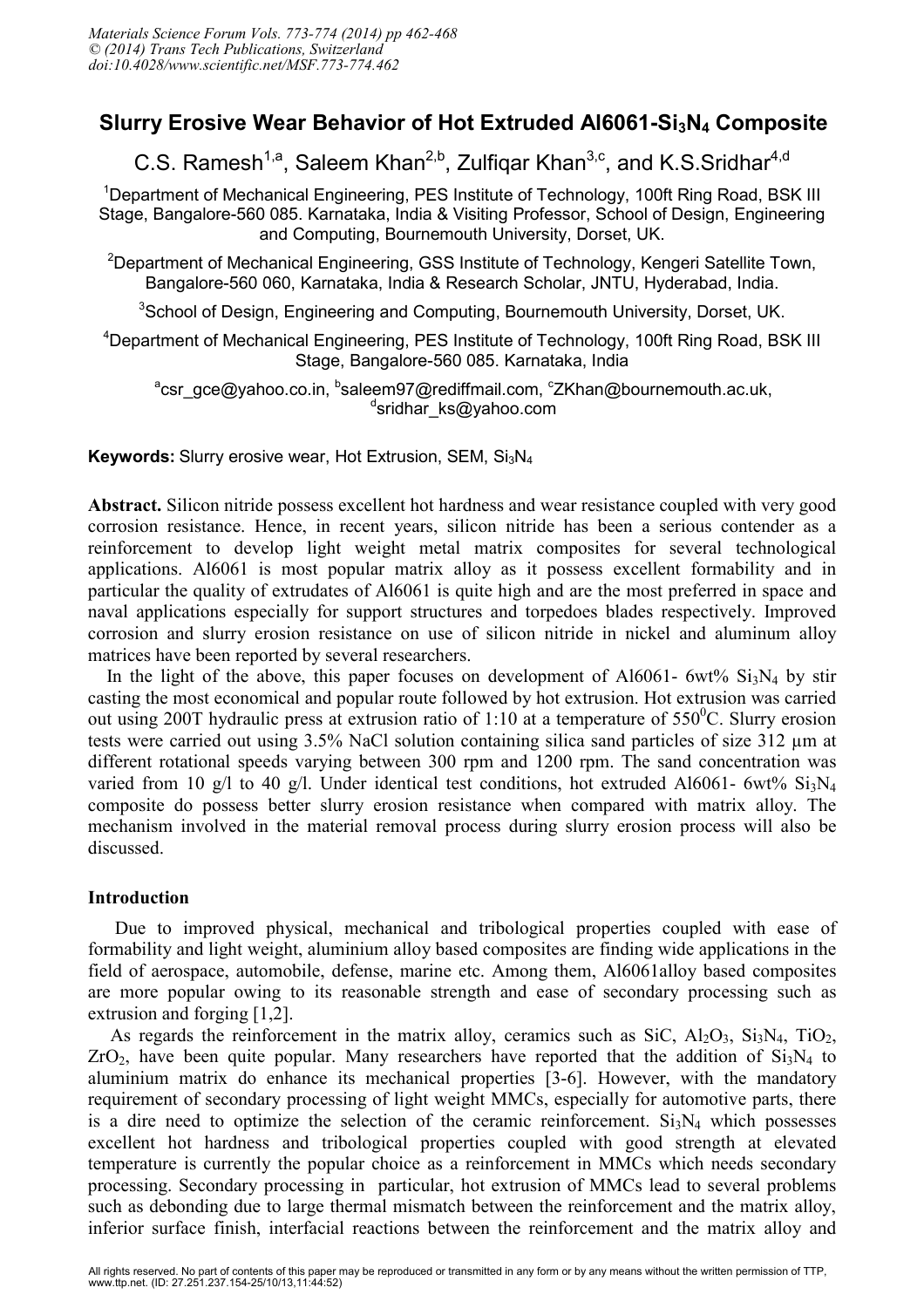# Slurry Erosive Wear Behavior of Hot Extruded Al6061-$Si_3N_4$ Composite

C.S. Ramesh[1,a], Saleem Khan[2,b], Zulfiqar Khan[3,c], and K.S.Sridhar[4,d]

[1]Department of Mechanical Engineering, PES Institute of Technology, 100ft Ring Road, BSK III Stage, Bangalore-560 085. Karnataka, India & Visiting Professor, School of Design, Engineering and Computing, Bournemouth University, Dorset, UK.

[2]Department of Mechanical Engineering, GSS Institute of Technology, Kengeri Satellite Town, Bangalore-560 060, Karnataka, India & Research Scholar, JNTU, Hyderabad, India.

[3]School of Design, Engineering and Computing, Bournemouth University, Dorset, UK.

[4]Department of Mechanical Engineering, PES Institute of Technology, 100ft Ring Road, BSK III Stage, Bangalore-560 085. Karnataka, India

[a]csr_gce@yahoo.co.in, [b]saleem97@rediffmail.com, [c]ZKhan@bournemouth.ac.uk, [d]sridhar_ks@yahoo.com

**Keywords:** Slurry erosive wear, Hot Extrusion, SEM, $Si_3N_4$

**Abstract.** Silicon nitride possess excellent hot hardness and wear resistance coupled with very good corrosion resistance. Hence, in recent years, silicon nitride has been a serious contender as a reinforcement to develop light weight metal matrix composites for several technological applications. Al6061 is most popular matrix alloy as it possess excellent formability and in particular the quality of extrudates of Al6061 is quite high and are the most preferred in space and naval applications especially for support structures and torpedoes blades respectively. Improved corrosion and slurry erosion resistance on use of silicon nitride in nickel and aluminum alloy matrices have been reported by several researchers.

In the light of the above, this paper focuses on development of Al6061- 6wt% $Si_3N_4$ by stir casting the most economical and popular route followed by hot extrusion. Hot extrusion was carried out using 200T hydraulic press at extrusion ratio of 1:10 at a temperature of 550$^0$C. Slurry erosion tests were carried out using 3.5% NaCl solution containing silica sand particles of size 312 µm at different rotational speeds varying between 300 rpm and 1200 rpm. The sand concentration was varied from 10 g/l to 40 g/l. Under identical test conditions, hot extruded Al6061- 6wt% $Si_3N_4$ composite do possess better slurry erosion resistance when compared with matrix alloy. The mechanism involved in the material removal process during slurry erosion process will also be discussed.

## Introduction

Due to improved physical, mechanical and tribological properties coupled with ease of formability and light weight, aluminium alloy based composites are finding wide applications in the field of aerospace, automobile, defense, marine etc. Among them, Al6061alloy based composites are more popular owing to its reasonable strength and ease of secondary processing such as extrusion and forging [1,2].

As regards the reinforcement in the matrix alloy, ceramics such as SiC, $Al_2O_3$, $Si_3N_4$, $TiO_2$, $ZrO_2$, have been quite popular. Many researchers have reported that the addition of $Si_3N_4$ to aluminium matrix do enhance its mechanical properties [3-6]. However, with the mandatory requirement of secondary processing of light weight MMCs, especially for automotive parts, there is a dire need to optimize the selection of the ceramic reinforcement. $Si_3N_4$ which possesses excellent hot hardness and tribological properties coupled with good strength at elevated temperature is currently the popular choice as a reinforcement in MMCs which needs secondary processing. Secondary processing in particular, hot extrusion of MMCs lead to several problems such as debonding due to large thermal mismatch between the reinforcement and the matrix alloy, inferior surface finish, interfacial reactions between the reinforcement and the matrix alloy and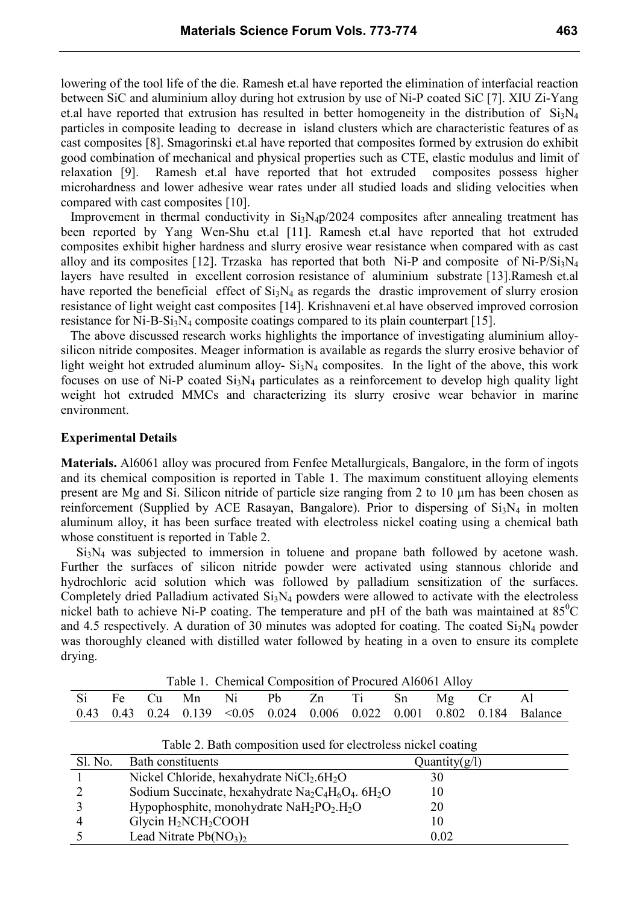lowering of the tool life of the die. Ramesh et.al have reported the elimination of interfacial reaction between SiC and aluminium alloy during hot extrusion by use of Ni-P coated SiC [7]. XIU Zi-Yang et.al have reported that extrusion has resulted in better homogeneity in the distribution of $Si_3N_4$ particles in composite leading to decrease in island clusters which are characteristic features of as cast composites [8]. Smagorinski et.al have reported that composites formed by extrusion do exhibit good combination of mechanical and physical properties such as CTE, elastic modulus and limit of relaxation [9]. Ramesh et.al have reported that hot extruded composites possess higher microhardness and lower adhesive wear rates under all studied loads and sliding velocities when compared with cast composites [10].

Improvement in thermal conductivity in $Si_3N_4$p/2024 composites after annealing treatment has been reported by Yang Wen-Shu et.al [11]. Ramesh et.al have reported that hot extruded composites exhibit higher hardness and slurry erosive wear resistance when compared with as cast alloy and its composites [12]. Trzaska has reported that both Ni-P and composite of Ni-P/$Si_3N_4$ layers have resulted in excellent corrosion resistance of aluminium substrate [13].Ramesh et.al have reported the beneficial effect of $Si_3N_4$ as regards the drastic improvement of slurry erosion resistance of light weight cast composites [14]. Krishnaveni et.al have observed improved corrosion resistance for Ni-B-$Si_3N_4$ composite coatings compared to its plain counterpart [15].

The above discussed research works highlights the importance of investigating aluminium alloy-silicon nitride composites. Meager information is available as regards the slurry erosive behavior of light weight hot extruded aluminum alloy- $Si_3N_4$ composites. In the light of the above, this work focuses on use of Ni-P coated $Si_3N_4$ particulates as a reinforcement to develop high quality light weight hot extruded MMCs and characterizing its slurry erosive wear behavior in marine environment.

## Experimental Details

**Materials.** Al6061 alloy was procured from Fenfee Metallurgicals, Bangalore, in the form of ingots and its chemical composition is reported in Table 1. The maximum constituent alloying elements present are Mg and Si. Silicon nitride of particle size ranging from 2 to 10 µm has been chosen as reinforcement (Supplied by ACE Rasayan, Bangalore). Prior to dispersing of $Si_3N_4$ in molten aluminum alloy, it has been surface treated with electroless nickel coating using a chemical bath whose constituent is reported in Table 2.

$Si_3N_4$ was subjected to immersion in toluene and propane bath followed by acetone wash. Further the surfaces of silicon nitride powder were activated using stannous chloride and hydrochloric acid solution which was followed by palladium sensitization of the surfaces. Completely dried Palladium activated $Si_3N_4$ powders were allowed to activate with the electroless nickel bath to achieve Ni-P coating. The temperature and pH of the bath was maintained at $85^0$C and 4.5 respectively. A duration of 30 minutes was adopted for coating. The coated $Si_3N_4$ powder was thoroughly cleaned with distilled water followed by heating in a oven to ensure its complete drying.

Table 1. Chemical Composition of Procured Al6061 Alloy

| Si | Fe | Cu | Mn | Ni | Pb | Zn | Ti | Sn | Mg | Cr | Al |
|---|---|---|---|---|---|---|---|---|---|---|---|
| 0.43 | 0.43 | 0.24 | 0.139 | <0.05 | 0.024 | 0.006 | 0.022 | 0.001 | 0.802 | 0.184 | Balance |

Table 2. Bath composition used for electroless nickel coating

| Sl. No. | Bath constituents | Quantity(g/l) |
|---|---|---|
| 1 | Nickel Chloride, hexahydrate $NiCl_2.6H_2O$ | 30 |
| 2 | Sodium Succinate, hexahydrate $Na_2C_4H_6O_4$. $6H_2O$ | 10 |
| 3 | Hypophosphite, monohydrate $NaH_2PO_2.H_2O$ | 20 |
| 4 | Glycin $H_2NCH_2COOH$ | 10 |
| 5 | Lead Nitrate $Pb(NO_3)_2$ | 0.02 |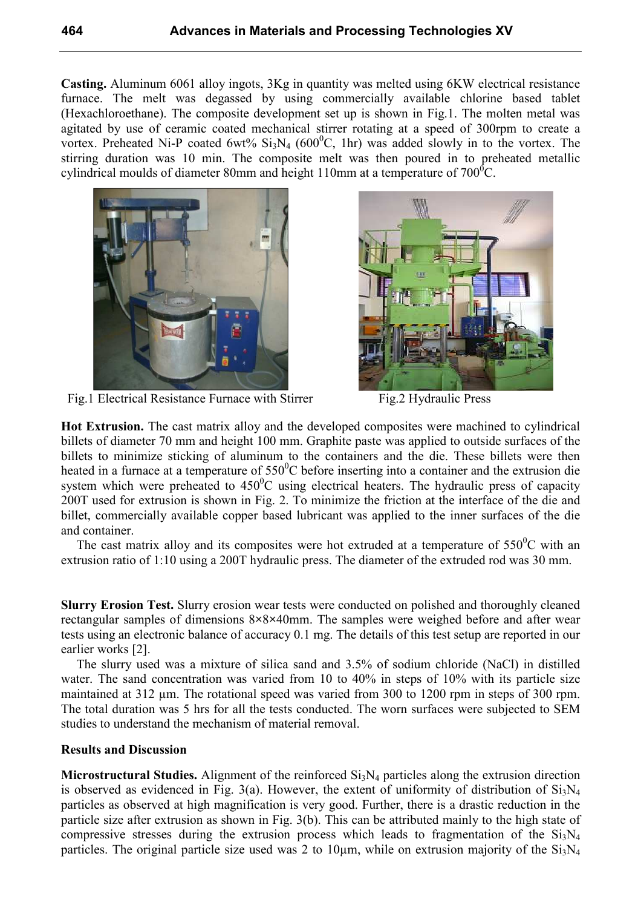**Casting.** Aluminum 6061 alloy ingots, 3Kg in quantity was melted using 6KW electrical resistance furnace. The melt was degassed by using commercially available chlorine based tablet (Hexachloroethane). The composite development set up is shown in Fig.1. The molten metal was agitated by use of ceramic coated mechanical stirrer rotating at a speed of 300rpm to create a vortex. Preheated Ni-P coated 6wt% $Si_3N_4$ ($600^0$C, 1hr) was added slowly in to the vortex. The stirring duration was 10 min. The composite melt was then poured in to preheated metallic cylindrical moulds of diameter 80mm and height 110mm at a temperature of $700^0$C.

Fig.1 Electrical Resistance Furnace with Stirrer

Fig.2 Hydraulic Press

**Hot Extrusion.** The cast matrix alloy and the developed composites were machined to cylindrical billets of diameter 70 mm and height 100 mm. Graphite paste was applied to outside surfaces of the billets to minimize sticking of aluminum to the containers and the die. These billets were then heated in a furnace at a temperature of $550^0$C before inserting into a container and the extrusion die system which were preheated to $450^0$C using electrical heaters. The hydraulic press of capacity 200T used for extrusion is shown in Fig. 2. To minimize the friction at the interface of the die and billet, commercially available copper based lubricant was applied to the inner surfaces of the die and container.

The cast matrix alloy and its composites were hot extruded at a temperature of $550^0$C with an extrusion ratio of 1:10 using a 200T hydraulic press. The diameter of the extruded rod was 30 mm.

**Slurry Erosion Test.** Slurry erosion wear tests were conducted on polished and thoroughly cleaned rectangular samples of dimensions 8×8×40mm. The samples were weighed before and after wear tests using an electronic balance of accuracy 0.1 mg. The details of this test setup are reported in our earlier works [2].

The slurry used was a mixture of silica sand and 3.5% of sodium chloride (NaCl) in distilled water. The sand concentration was varied from 10 to 40% in steps of 10% with its particle size maintained at 312 µm. The rotational speed was varied from 300 to 1200 rpm in steps of 300 rpm. The total duration was 5 hrs for all the tests conducted. The worn surfaces were subjected to SEM studies to understand the mechanism of material removal.

## Results and Discussion

**Microstructural Studies.** Alignment of the reinforced $Si_3N_4$ particles along the extrusion direction is observed as evidenced in Fig. 3(a). However, the extent of uniformity of distribution of $Si_3N_4$ particles as observed at high magnification is very good. Further, there is a drastic reduction in the particle size after extrusion as shown in Fig. 3(b). This can be attributed mainly to the high state of compressive stresses during the extrusion process which leads to fragmentation of the $Si_3N_4$ particles. The original particle size used was 2 to 10µm, while on extrusion majority of the $Si_3N_4$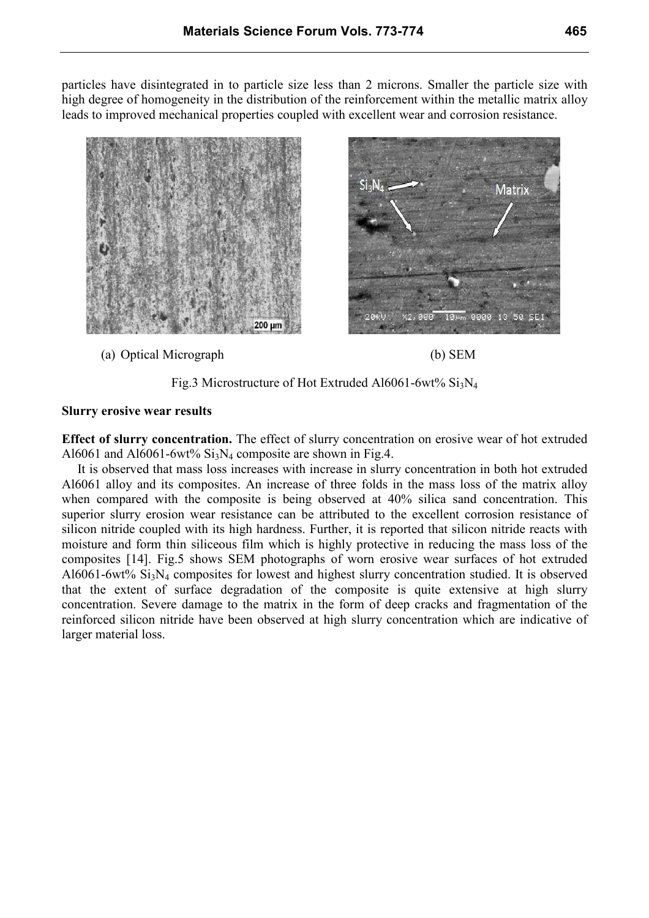particles have disintegrated in to particle size less than 2 microns. Smaller the particle size with high degree of homogeneity in the distribution of the reinforcement within the metallic matrix alloy leads to improved mechanical properties coupled with excellent wear and corrosion resistance.

(a) Optical Micrograph (b) SEM

Fig.3 Microstructure of Hot Extruded Al6061-6wt% $Si_3N_4$

**Slurry erosive wear results**

**Effect of slurry concentration.** The effect of slurry concentration on erosive wear of hot extruded Al6061 and Al6061-6wt% $Si_3N_4$ composite are shown in Fig.4.

It is observed that mass loss increases with increase in slurry concentration in both hot extruded Al6061 alloy and its composites. An increase of three folds in the mass loss of the matrix alloy when compared with the composite is being observed at 40% silica sand concentration. This superior slurry erosion wear resistance can be attributed to the excellent corrosion resistance of silicon nitride coupled with its high hardness. Further, it is reported that silicon nitride reacts with moisture and form thin siliceous film which is highly protective in reducing the mass loss of the composites [14]. Fig.5 shows SEM photographs of worn erosive wear surfaces of hot extruded Al6061-6wt% $Si_3N_4$ composites for lowest and highest slurry concentration studied. It is observed that the extent of surface degradation of the composite is quite extensive at high slurry concentration. Severe damage to the matrix in the form of deep cracks and fragmentation of the reinforced silicon nitride have been observed at high slurry concentration which are indicative of larger material loss.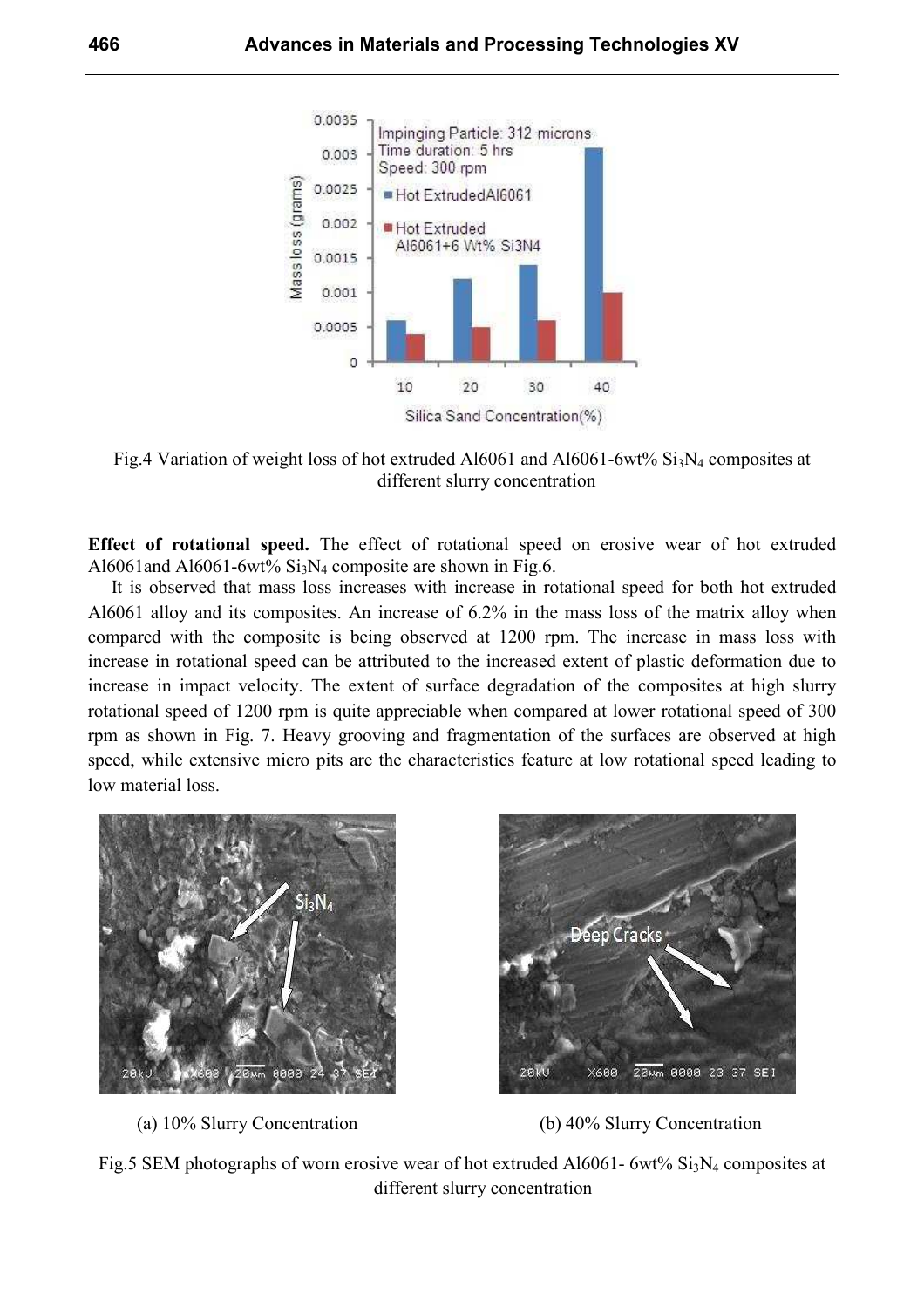Fig.4 Variation of weight loss of hot extruded Al6061 and Al6061-6wt% $Si_3N_4$ composites at different slurry concentration

**Effect of rotational speed.** The effect of rotational speed on erosive wear of hot extruded Al6061and Al6061-6wt% $Si_3N_4$ composite are shown in Fig.6.

It is observed that mass loss increases with increase in rotational speed for both hot extruded Al6061 alloy and its composites. An increase of 6.2% in the mass loss of the matrix alloy when compared with the composite is being observed at 1200 rpm. The increase in mass loss with increase in rotational speed can be attributed to the increased extent of plastic deformation due to increase in impact velocity. The extent of surface degradation of the composites at high slurry rotational speed of 1200 rpm is quite appreciable when compared at lower rotational speed of 300 rpm as shown in Fig. 7. Heavy grooving and fragmentation of the surfaces are observed at high speed, while extensive micro pits are the characteristics feature at low rotational speed leading to low material loss.

(a) 10% Slurry Concentration

(b) 40% Slurry Concentration

Fig.5 SEM photographs of worn erosive wear of hot extruded Al6061- 6wt% $Si_3N_4$ composites at different slurry concentration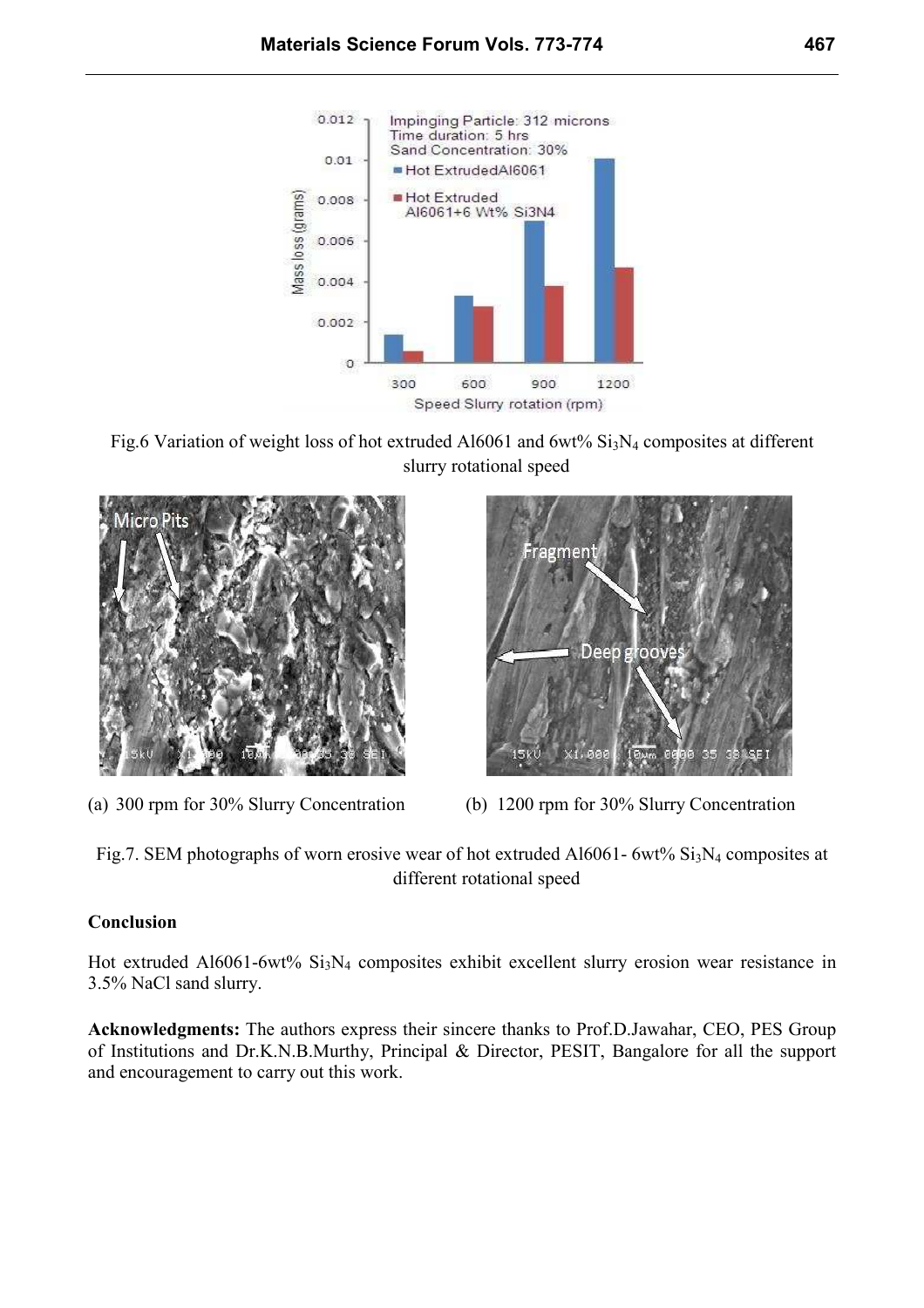Fig.6 Variation of weight loss of hot extruded Al6061 and 6wt% $Si_3N_4$ composites at different slurry rotational speed

(a) 300 rpm for 30% Slurry Concentration

(b) 1200 rpm for 30% Slurry Concentration

Fig.7. SEM photographs of worn erosive wear of hot extruded Al6061- 6wt% $Si_3N_4$ composites at different rotational speed

## Conclusion

Hot extruded Al6061-6wt% $Si_3N_4$ composites exhibit excellent slurry erosion wear resistance in 3.5% NaCl sand slurry.

**Acknowledgments:** The authors express their sincere thanks to Prof.D.Jawahar, CEO, PES Group of Institutions and Dr.K.N.B.Murthy, Principal & Director, PESIT, Bangalore for all the support and encouragement to carry out this work.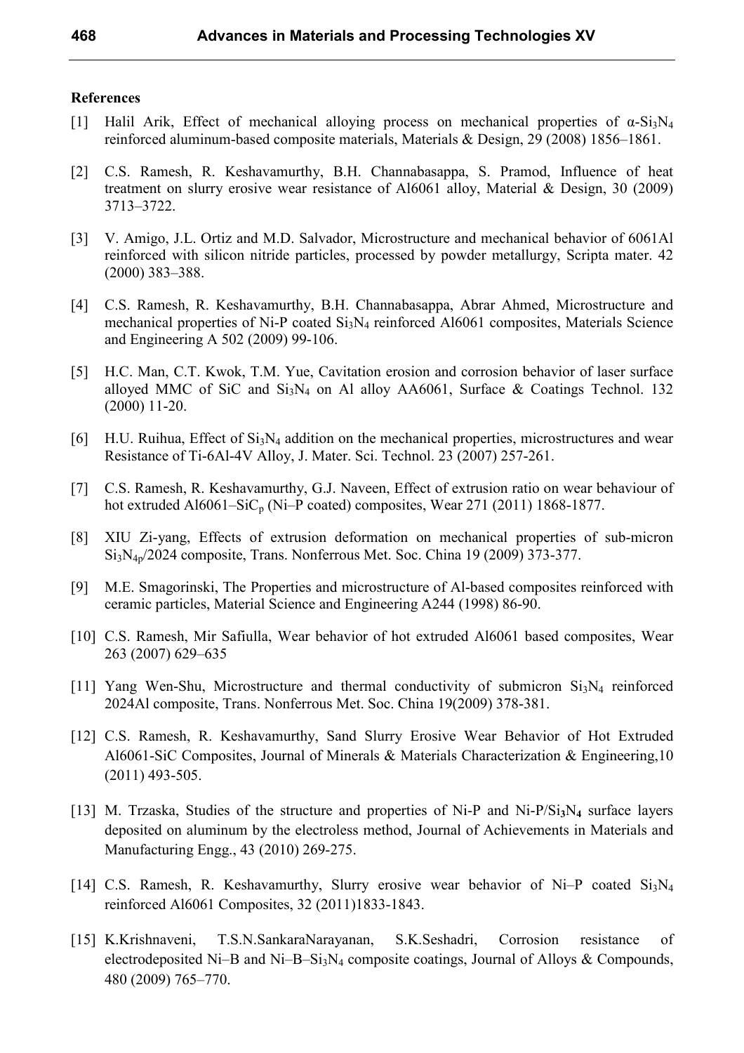**References**

[1] Halil Arik, Effect of mechanical alloying process on mechanical properties of α-$Si_3N_4$ reinforced aluminum-based composite materials, Materials & Design, 29 (2008) 1856–1861.

[2] C.S. Ramesh, R. Keshavamurthy, B.H. Channabasappa, S. Pramod, Influence of heat treatment on slurry erosive wear resistance of Al6061 alloy, Material & Design, 30 (2009) 3713–3722.

[3] V. Amigo, J.L. Ortiz and M.D. Salvador, Microstructure and mechanical behavior of 6061Al reinforced with silicon nitride particles, processed by powder metallurgy, Scripta mater. 42 (2000) 383–388.

[4] C.S. Ramesh, R. Keshavamurthy, B.H. Channabasappa, Abrar Ahmed, Microstructure and mechanical properties of Ni-P coated $Si_3N_4$ reinforced Al6061 composites, Materials Science and Engineering A 502 (2009) 99-106.

[5] H.C. Man, C.T. Kwok, T.M. Yue, Cavitation erosion and corrosion behavior of laser surface alloyed MMC of SiC and $Si_3N_4$ on Al alloy AA6061, Surface & Coatings Technol. 132 (2000) 11-20.

[6] H.U. Ruihua, Effect of $Si_3N_4$ addition on the mechanical properties, microstructures and wear Resistance of Ti-6Al-4V Alloy, J. Mater. Sci. Technol. 23 (2007) 257-261.

[7] C.S. Ramesh, R. Keshavamurthy, G.J. Naveen, Effect of extrusion ratio on wear behaviour of hot extruded Al6061–$SiC_p$ (Ni–P coated) composites, Wear 271 (2011) 1868-1877.

[8] XIU Zi-yang, Effects of extrusion deformation on mechanical properties of sub-micron $Si_3N_{4p}$/2024 composite, Trans. Nonferrous Met. Soc. China 19 (2009) 373-377.

[9] M.E. Smagorinski, The Properties and microstructure of Al-based composites reinforced with ceramic particles, Material Science and Engineering A244 (1998) 86-90.

[10] C.S. Ramesh, Mir Safiulla, Wear behavior of hot extruded Al6061 based composites, Wear 263 (2007) 629–635

[11] Yang Wen-Shu, Microstructure and thermal conductivity of submicron $Si_3N_4$ reinforced 2024Al composite, Trans. Nonferrous Met. Soc. China 19(2009) 378-381.

[12] C.S. Ramesh, R. Keshavamurthy, Sand Slurry Erosive Wear Behavior of Hot Extruded Al6061-SiC Composites, Journal of Minerals & Materials Characterization & Engineering,10 (2011) 493-505.

[13] M. Trzaska, Studies of the structure and properties of Ni-P and Ni-P/$Si_3N_4$ surface layers deposited on aluminum by the electroless method, Journal of Achievements in Materials and Manufacturing Engg., 43 (2010) 269-275.

[14] C.S. Ramesh, R. Keshavamurthy, Slurry erosive wear behavior of Ni–P coated $Si_3N_4$ reinforced Al6061 Composites, 32 (2011)1833-1843.

[15] K.Krishnaveni, T.S.N.SankaraNarayanan, S.K.Seshadri, Corrosion resistance of electrodeposited Ni–B and Ni–B–$Si_3N_4$ composite coatings, Journal of Alloys & Compounds, 480 (2009) 765–770.